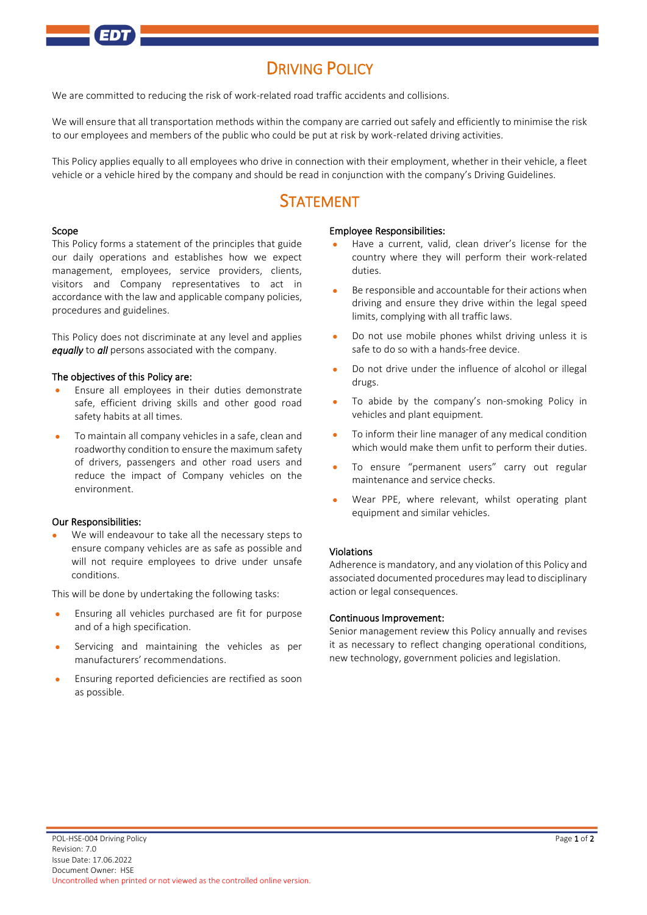# Driving Policy

We are committed to reducing the risk of work-related road traffic accidents and collisions.

We will ensure that all transportation methods within the company are carried out safely and efficiently to minimise the risk to our employees and members of the public who could be put at risk by work-related driving activities.

This Policy applies equally to all employees who drive in connection with their employment, whether in their vehicle, a fleet vehicle or a vehicle hired by the company and should be read in conjunction with the company's Driving Guidelines.

# Statement

## Scope

This Policy forms a statement of the principles that guide our daily operations and establishes how we expect management, employees, service providers, clients, visitors and Company representatives to act in accordance with the law and applicable company policies, procedures and guidelines.

This Policy does not discriminate at any level and applies ***equally*** to ***all*** persons associated with the company.

## The objectives of this Policy are:

- Ensure all employees in their duties demonstrate safe, efficient driving skills and other good road safety habits at all times.
- To maintain all company vehicles in a safe, clean and roadworthy condition to ensure the maximum safety of drivers, passengers and other road users and reduce the impact of Company vehicles on the environment.

## Our Responsibilities:

- We will endeavour to take all the necessary steps to ensure company vehicles are as safe as possible and will not require employees to drive under unsafe conditions.

This will be done by undertaking the following tasks:

- Ensuring all vehicles purchased are fit for purpose and of a high specification.
- Servicing and maintaining the vehicles as per manufacturers' recommendations.
- Ensuring reported deficiencies are rectified as soon as possible.

## Employee Responsibilities:

- Have a current, valid, clean driver's license for the country where they will perform their work-related duties.
- Be responsible and accountable for their actions when driving and ensure they drive within the legal speed limits, complying with all traffic laws.
- Do not use mobile phones whilst driving unless it is safe to do so with a hands-free device.
- Do not drive under the influence of alcohol or illegal drugs.
- To abide by the company's non-smoking Policy in vehicles and plant equipment.
- To inform their line manager of any medical condition which would make them unfit to perform their duties.
- To ensure "permanent users" carry out regular maintenance and service checks.
- Wear PPE, where relevant, whilst operating plant equipment and similar vehicles.

## Violations

Adherence is mandatory, and any violation of this Policy and associated documented procedures may lead to disciplinary action or legal consequences.

## Continuous Improvement:

Senior management review this Policy annually and revises it as necessary to reflect changing operational conditions, new technology, government policies and legislation.

POL-HSE-004 Driving Policy
Revision: 7.0
Issue Date: 17.06.2022
Document Owner: HSE
Uncontrolled when printed or not viewed as the controlled online version.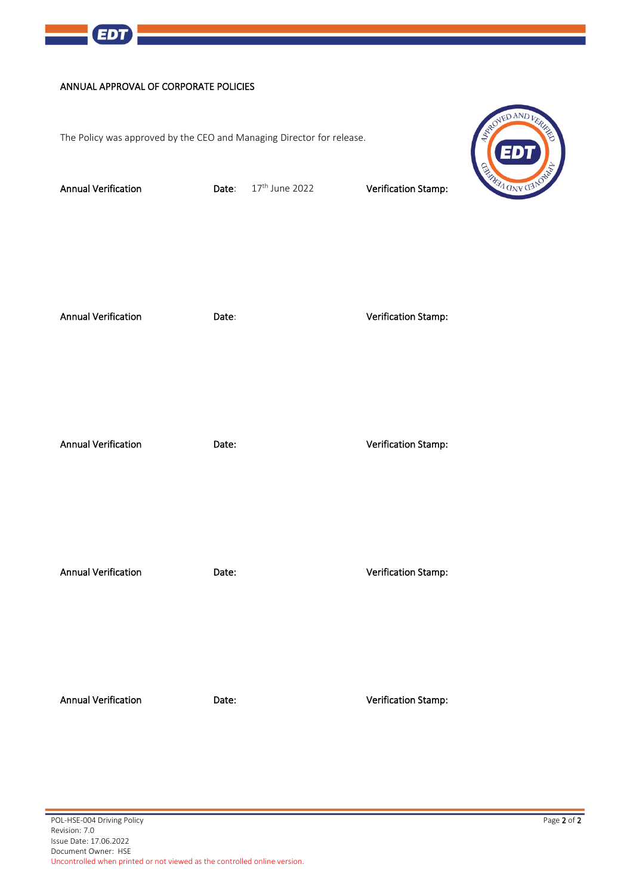ANNUAL APPROVAL OF CORPORATE POLICIES

The Policy was approved by the CEO and Managing Director for release.

**Annual Verification** **Date:** 17th June 2022 **Verification Stamp:**

**Annual Verification** **Date:** **Verification Stamp:**

**Annual Verification** **Date:** **Verification Stamp:**

**Annual Verification** **Date:** **Verification Stamp:**

**Annual Verification** **Date:** **Verification Stamp:**

POL-HSE-004 Driving Policy
Revision: 7.0
Issue Date: 17.06.2022
Document Owner: HSE
Uncontrolled when printed or not viewed as the controlled online version.